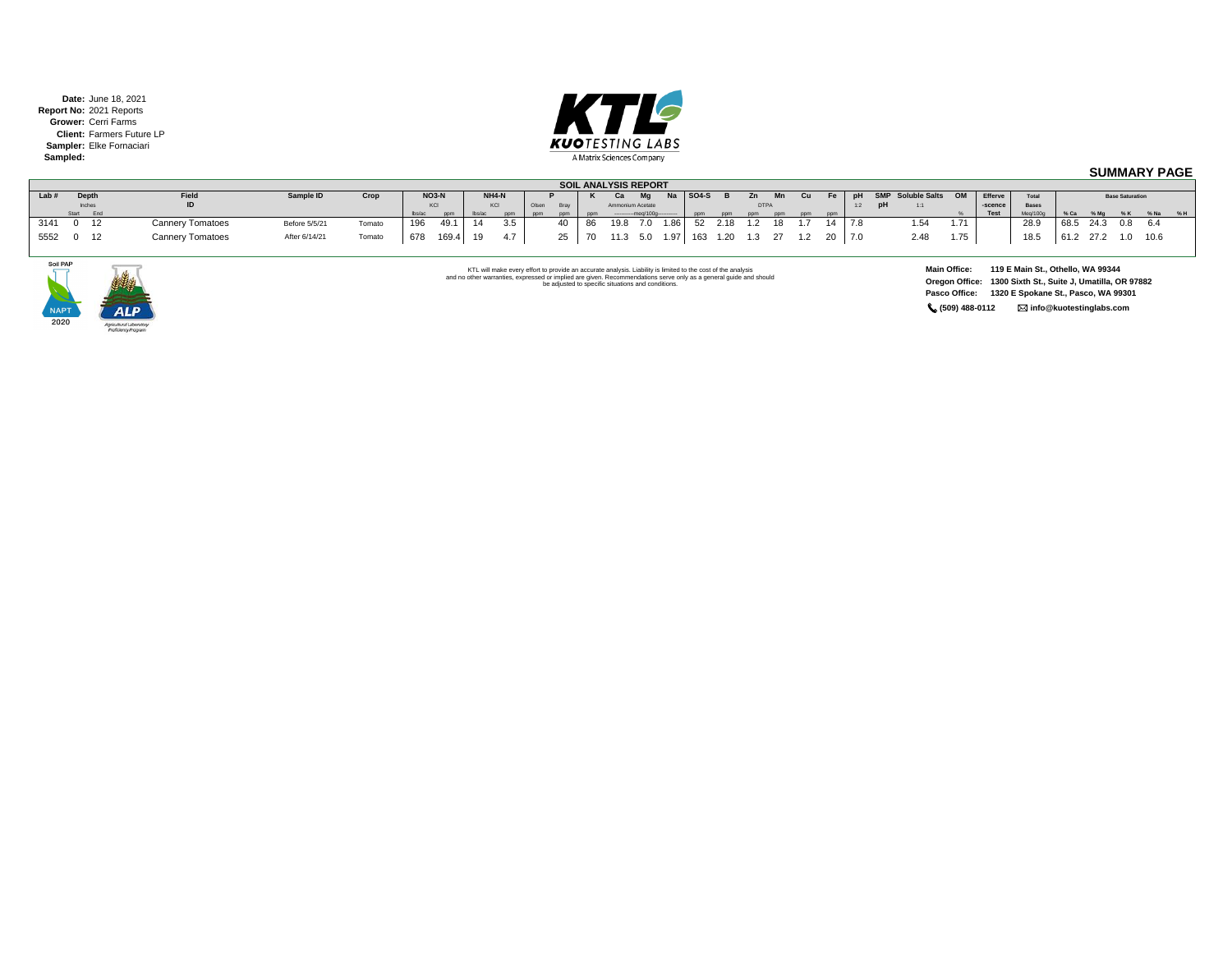**Date:** June 18, 2021
**Report No:** 2021 Reports
**Grower:** Cerri Farms
**Client:** Farmers Future LP
**Sampler:** Elke Fornaciari
**Sampled:**

KUOTESTING LABS
A Matrix Sciences Company

## SUMMARY PAGE

### SOIL ANALYSIS REPORT

| Lab # | Depth Start (Inches) | Depth End (Inches) | Field ID | Sample ID | Crop | NO3-N KCl lbs/ac | NO3-N KCl ppm | NH4-N KCl lbs/ac | NH4-N KCl ppm | P Olsen ppm | P Bray ppm | K ppm | Ca (Ammonium Acetate meq/100g) | Mg (meq/100g) | Na (meq/100g) | SO4-S ppm | B ppm | Zn DTPA ppm | Mn DTPA ppm | Cu ppm | Fe ppm | pH 1:2 | SMP pH | Soluble Salts 1:1 | OM % | Efferve-scence Test | Total Bases Meq/100g | % Ca | % Mg | % K | % Na | % H |
|---|---|---|---|---|---|---|---|---|---|---|---|---|---|---|---|---|---|---|---|---|---|---|---|---|---|---|---|---|---|---|---|---|
| 3141 | 0 | 12 | Cannery Tomatoes | Before 5/5/21 | Tomato | 196 | 49.1 | 14 | 3.5 | | 40 | 86 | 19.8 | 7.0 | 1.86 | 52 | 2.18 | 1.2 | 18 | 1.7 | 14 | 7.8 | | 1.54 | 1.71 | | 28.9 | 68.5 | 24.3 | 0.8 | 6.4 | |
| 5552 | 0 | 12 | Cannery Tomatoes | After 6/14/21 | Tomato | 678 | 169.4 | 19 | 4.7 | | 25 | 70 | 11.3 | 5.0 | 1.97 | 163 | 1.20 | 1.3 | 27 | 1.2 | 20 | 7.0 | | 2.48 | 1.75 | | 18.5 | 61.2 | 27.2 | 1.0 | 10.6 | |

Soil PAP NAPT 2020 — ALP Agricultural Laboratory Proficiency Program

KTL will make every effort to provide an accurate analysis. Liability is limited to the cost of the analysis and no other warranties, expressed or implied are given. Recommendations serve only as a general guide and should be adjusted to specific situations and conditions.

**Main Office:** 119 E Main St., Othello, WA 99344
**Oregon Office:** 1300 Sixth St., Suite J, Umatilla, OR 97882
**Pasco Office:** 1320 E Spokane St., Pasco, WA 99301
**(509) 488-0112** **info@kuotestinglabs.com**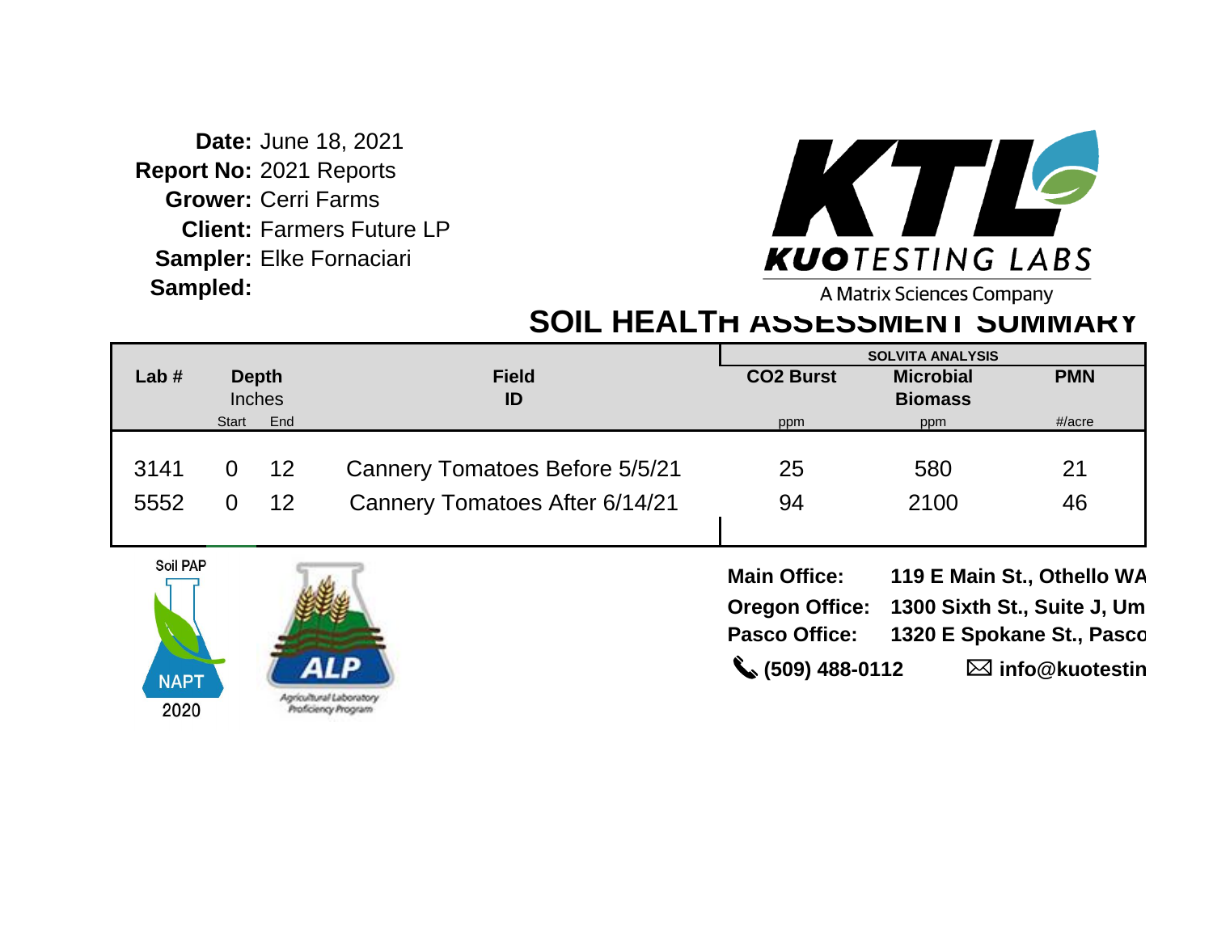**Date:** June 18, 2021
**Report No:** 2021 Reports
**Grower:** Cerri Farms
**Client:** Farmers Future LP
**Sampler:** Elke Fornaciari
**Sampled:**

KTL
KUOTESTING LABS
A Matrix Sciences Company

# SOIL HEALTH ASSESSMENT SUMMARY

| Lab # | Depth Inches | | Field ID | SOLVITA ANALYSIS | | |
|---|---|---|---|---|---|---|
| | Start | End | | $CO_2$ Burst (ppm) | Microbial Biomass (ppm) | PMN (#/acre) |
| 3141 | 0 | 12 | Cannery Tomatoes Before 5/5/21 | 25 | 580 | 21 |
| 5552 | 0 | 12 | Cannery Tomatoes After 6/14/21 | 94 | 2100 | 46 |

Soil PAP
NAPT
2020

ALP
Agricultural Laboratory Proficiency Program

**Main Office:** **119 E Main St., Othello WA**
**Oregon Office:** **1300 Sixth St., Suite J, Um**
**Pasco Office:** **1320 E Spokane St., Pasco**
**(509) 488-0112** **info@kuotestin**